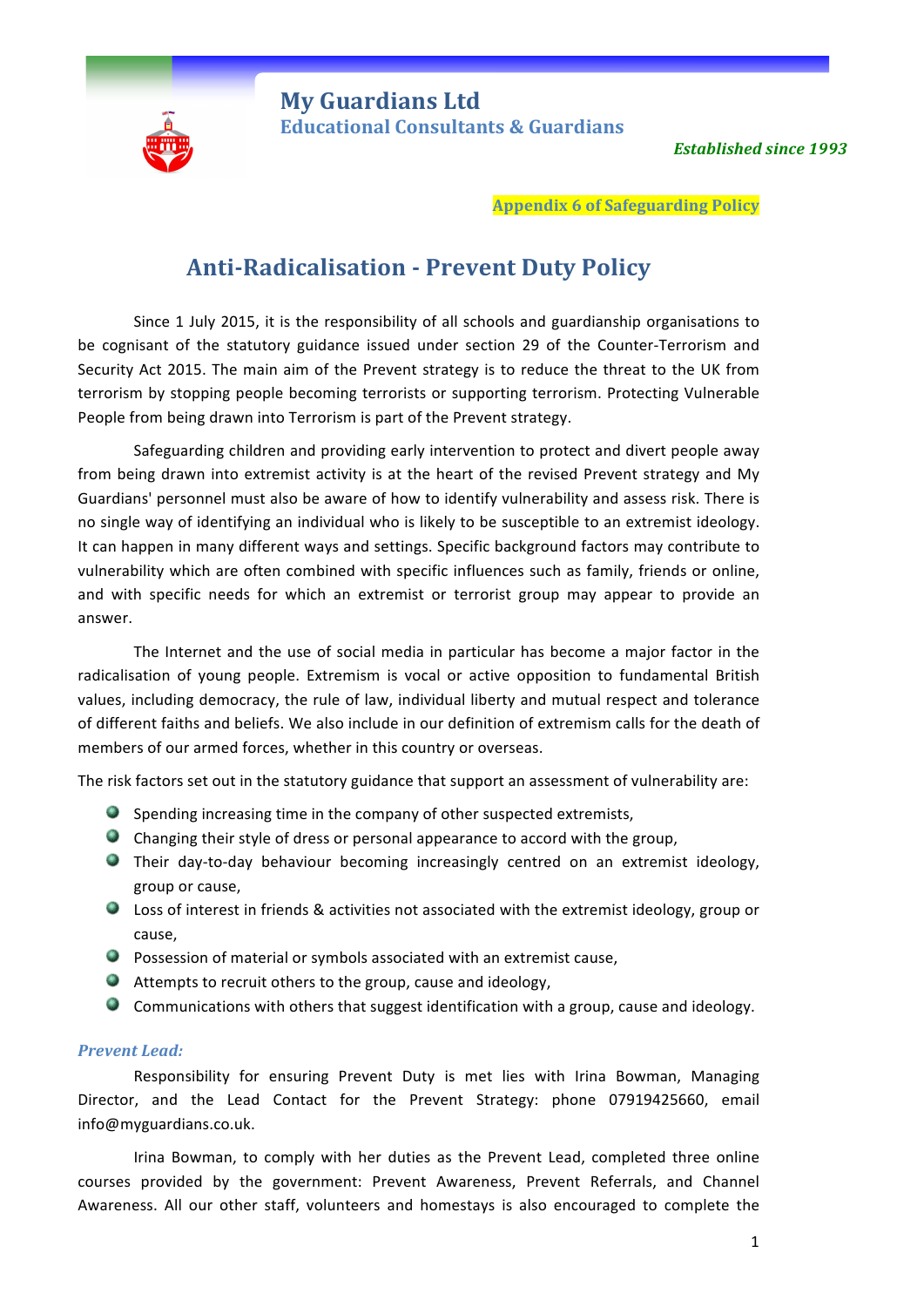# My Guardians Ltd

## Educational Consultants & Guardians

*Established since 1993*

**Appendix 6 of Safeguarding Policy**

# Anti-Radicalisation - Prevent Duty Policy

Since 1 July 2015, it is the responsibility of all schools and guardianship organisations to be cognisant of the statutory guidance issued under section 29 of the Counter-Terrorism and Security Act 2015. The main aim of the Prevent strategy is to reduce the threat to the UK from terrorism by stopping people becoming terrorists or supporting terrorism. Protecting Vulnerable People from being drawn into Terrorism is part of the Prevent strategy.

Safeguarding children and providing early intervention to protect and divert people away from being drawn into extremist activity is at the heart of the revised Prevent strategy and My Guardians' personnel must also be aware of how to identify vulnerability and assess risk. There is no single way of identifying an individual who is likely to be susceptible to an extremist ideology. It can happen in many different ways and settings. Specific background factors may contribute to vulnerability which are often combined with specific influences such as family, friends or online, and with specific needs for which an extremist or terrorist group may appear to provide an answer.

The Internet and the use of social media in particular has become a major factor in the radicalisation of young people. Extremism is vocal or active opposition to fundamental British values, including democracy, the rule of law, individual liberty and mutual respect and tolerance of different faiths and beliefs. We also include in our definition of extremism calls for the death of members of our armed forces, whether in this country or overseas.

The risk factors set out in the statutory guidance that support an assessment of vulnerability are:

- Spending increasing time in the company of other suspected extremists,
- Changing their style of dress or personal appearance to accord with the group,
- Their day-to-day behaviour becoming increasingly centred on an extremist ideology, group or cause,
- Loss of interest in friends & activities not associated with the extremist ideology, group or cause,
- Possession of material or symbols associated with an extremist cause,
- Attempts to recruit others to the group, cause and ideology,
- Communications with others that suggest identification with a group, cause and ideology.

### *Prevent Lead:*

Responsibility for ensuring Prevent Duty is met lies with Irina Bowman, Managing Director, and the Lead Contact for the Prevent Strategy: phone 07919425660, email info@myguardians.co.uk.

Irina Bowman, to comply with her duties as the Prevent Lead, completed three online courses provided by the government: Prevent Awareness, Prevent Referrals, and Channel Awareness. All our other staff, volunteers and homestays is also encouraged to complete the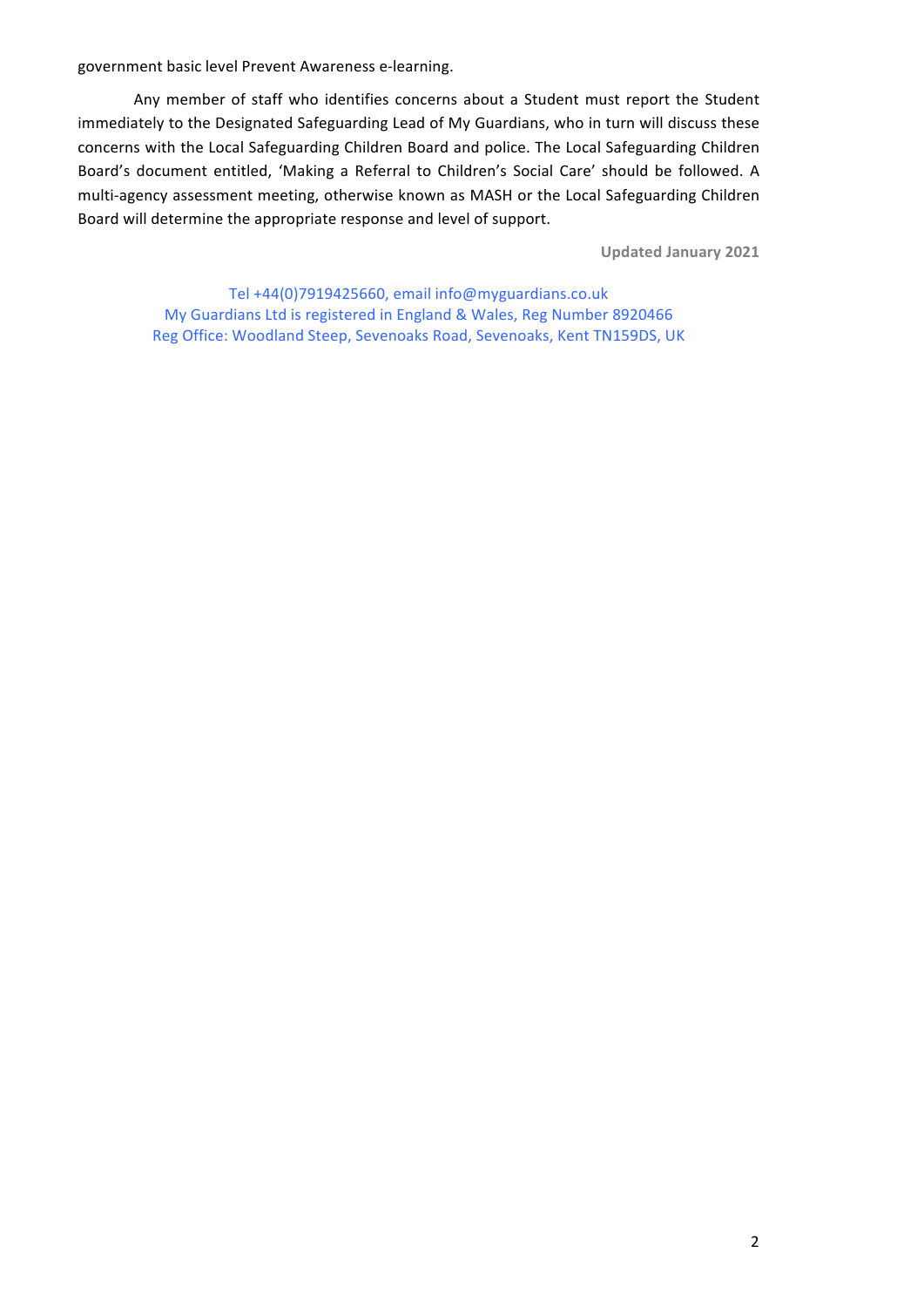government basic level Prevent Awareness e-learning.

Any member of staff who identifies concerns about a Student must report the Student immediately to the Designated Safeguarding Lead of My Guardians, who in turn will discuss these concerns with the Local Safeguarding Children Board and police. The Local Safeguarding Children Board's document entitled, 'Making a Referral to Children's Social Care' should be followed. A multi-agency assessment meeting, otherwise known as MASH or the Local Safeguarding Children Board will determine the appropriate response and level of support.

**Updated January 2021**

Tel +44(0)7919425660, email info@myguardians.co.uk
My Guardians Ltd is registered in England & Wales, Reg Number 8920466
Reg Office: Woodland Steep, Sevenoaks Road, Sevenoaks, Kent TN159DS, UK